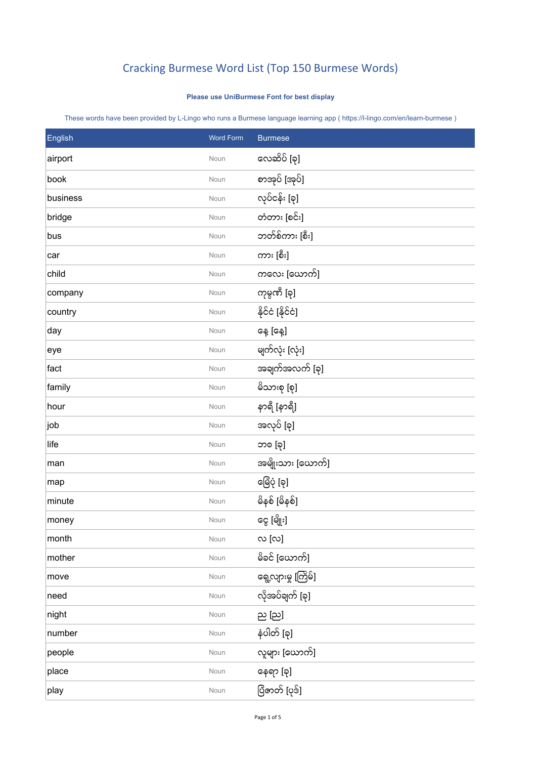# Cracking Burmese Word List (Top 150 Burmese Words)

**Please use UniBurmese Font for best display**

These words have been provided by L-Lingo who runs a Burmese language learning app ( https://l-lingo.com/en/learn-burmese )

| English | Word Form | Burmese |
|---|---|---|
| airport | Noun | လေဆိပ် [ခု] |
| book | Noun | စာအုပ် [အုပ်] |
| business | Noun | လုပ်ငန်း [ခု] |
| bridge | Noun | တံတား [စင်း] |
| bus | Noun | ဘတ်စ်ကား [စီး] |
| car | Noun | ကား [စီး] |
| child | Noun | ကလေး [ယောက်] |
| company | Noun | ကုမ္ပဏီ [ခု] |
| country | Noun | နိုင်ငံ [နိုင်ငံ] |
| day | Noun | နေ့ [နေ့] |
| eye | Noun | မျက်လုံး [လုံး] |
| fact | Noun | အချက်အလက် [ခု] |
| family | Noun | မိသားစု [စု] |
| hour | Noun | နာရီ [နာရီ] |
| job | Noun | အလုပ် [ခု] |
| life | Noun | ဘဝ [ခု] |
| man | Noun | အမျိုးသား [ယောက်] |
| map | Noun | မြေပုံ [ခု] |
| minute | Noun | မိနစ် [မိနစ်] |
| money | Noun | ငွေ [မျိုး] |
| month | Noun | လ [လ] |
| mother | Noun | မိခင် [ယောက်] |
| move | Noun | ရွေ့လျားမှု [ကြိမ်] |
| need | Noun | လိုအပ်ချက် [ခု] |
| night | Noun | ည [ည] |
| number | Noun | နံပါတ် [ခု] |
| people | Noun | လူများ [ယောက်] |
| place | Noun | နေရာ [ခု] |
| play | Noun | ပြဇာတ် [ပုဒ်] |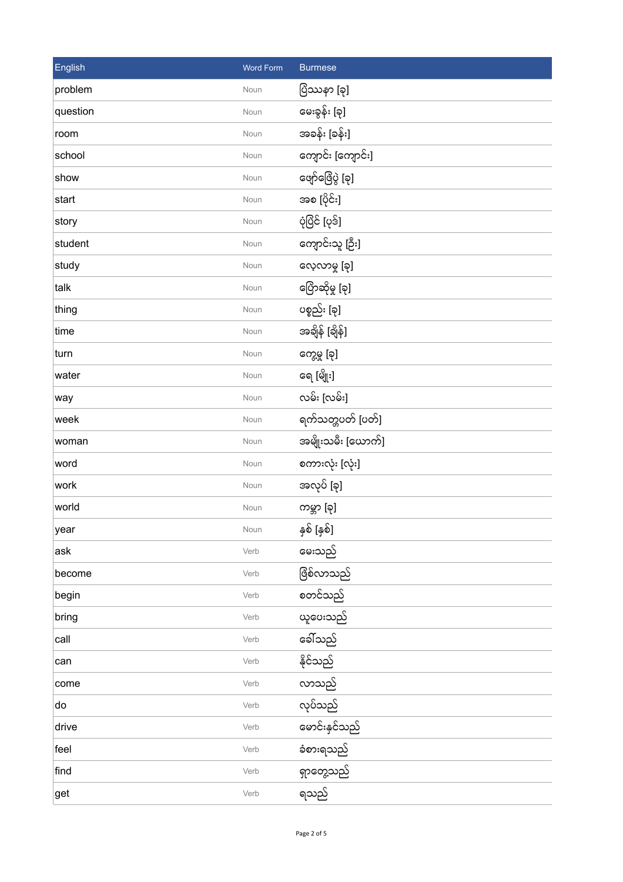| English | Word Form | Burmese |
| --- | --- | --- |
| problem | Noun | ပြဿနာ [ခု] |
| question | Noun | မေးခွန်း [ခု] |
| room | Noun | အခန်း [ခန်း] |
| school | Noun | ကျောင်း [ကျောင်း] |
| show | Noun | ဖျော်ဖြေပွဲ [ခု] |
| start | Noun | အစ [ပိုင်း] |
| story | Noun | ပုံပြင် [ပုဒ်] |
| student | Noun | ကျောင်းသူ [ဦး] |
| study | Noun | လေ့လာမှု [ခု] |
| talk | Noun | ပြောဆိုမှု [ခု] |
| thing | Noun | ပစ္စည်း [ခု] |
| time | Noun | အချိန် [ချိန်] |
| turn | Noun | ကွေ့မှု [ခု] |
| water | Noun | ရေ [မျိုး] |
| way | Noun | လမ်း [လမ်း] |
| week | Noun | ရက်သတ္တပတ် [ပတ်] |
| woman | Noun | အမျိုးသမီး [ယောက်] |
| word | Noun | စကားလုံး [လုံး] |
| work | Noun | အလုပ် [ခု] |
| world | Noun | ကမ္ဘာ [ခု] |
| year | Noun | နှစ် [နှစ်] |
| ask | Verb | မေးသည် |
| become | Verb | ဖြစ်လာသည် |
| begin | Verb | စတင်သည် |
| bring | Verb | ယူပေးသည် |
| call | Verb | ခေါ်သည် |
| can | Verb | နိုင်သည် |
| come | Verb | လာသည် |
| do | Verb | လုပ်သည် |
| drive | Verb | မောင်းနှင်သည် |
| feel | Verb | ခံစားရသည် |
| find | Verb | ရှာတွေ့သည် |
| get | Verb | ရသည် |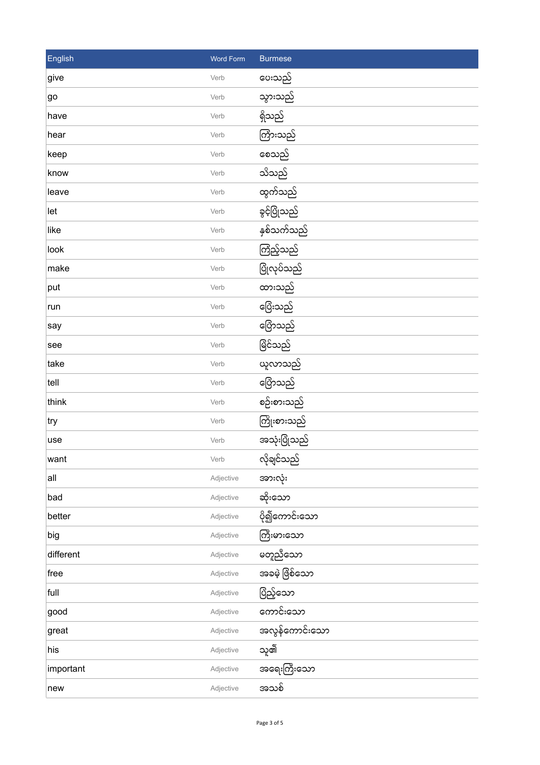| English | Word Form | Burmese |
| --- | --- | --- |
| give | Verb | ပေးသည် |
| go | Verb | သွားသည် |
| have | Verb | ရှိသည် |
| hear | Verb | ကြားသည် |
| keep | Verb | စေသည် |
| know | Verb | သိသည် |
| leave | Verb | ထွက်သည် |
| let | Verb | ခွင့်ပြုသည် |
| like | Verb | နှစ်သက်သည် |
| look | Verb | ကြည့်သည် |
| make | Verb | ပြုလုပ်သည် |
| put | Verb | ထားသည် |
| run | Verb | ပြေးသည် |
| say | Verb | ပြောသည် |
| see | Verb | မြင်သည် |
| take | Verb | ယူလာသည် |
| tell | Verb | ပြောသည် |
| think | Verb | စဉ်းစားသည် |
| try | Verb | ကြိုးစားသည် |
| use | Verb | အသုံးပြုသည် |
| want | Verb | လိုချင်သည် |
| all | Adjective | အားလုံး |
| bad | Adjective | ဆိုးသော |
| better | Adjective | ပို၍ကောင်းသော |
| big | Adjective | ကြီးမားသော |
| different | Adjective | မတူညီသော |
| free | Adjective | အခမဲ့ ဖြစ်သော |
| full | Adjective | ပြည့်သော |
| good | Adjective | ကောင်းသော |
| great | Adjective | အလွန်ကောင်းသော |
| his | Adjective | သူ၏ |
| important | Adjective | အရေးကြီးသော |
| new | Adjective | အသစ် |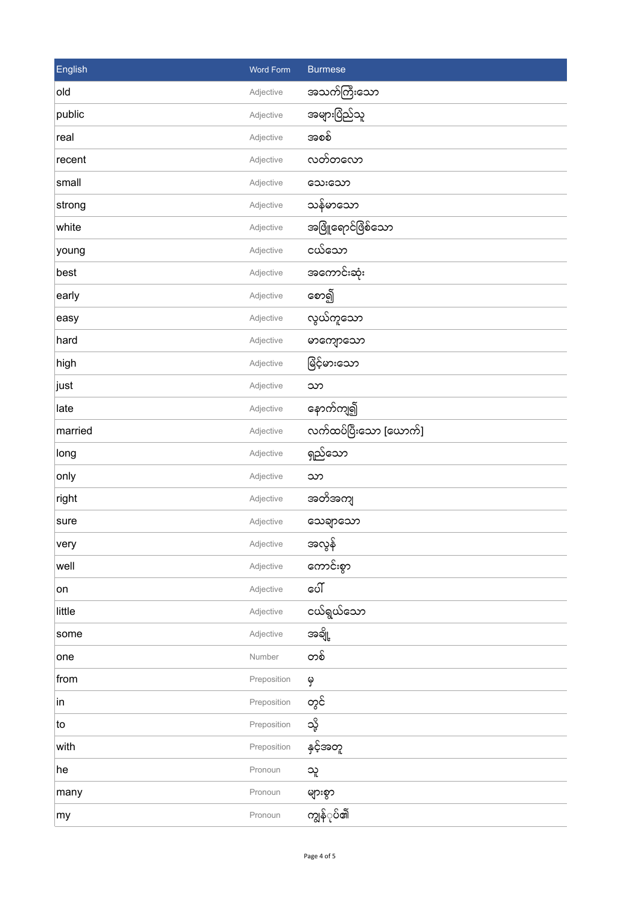| English | Word Form | Burmese |
|---|---|---|
| old | Adjective | အသက်ကြီးသော |
| public | Adjective | အများပြည်သူ |
| real | Adjective | အစစ် |
| recent | Adjective | လတ်တလော |
| small | Adjective | သေးသော |
| strong | Adjective | သန်မာသော |
| white | Adjective | အဖြူရောင်ဖြစ်သော |
| young | Adjective | ငယ်သော |
| best | Adjective | အကောင်းဆုံး |
| early | Adjective | စော၍ |
| easy | Adjective | လွယ်ကူသော |
| hard | Adjective | မာကျောသော |
| high | Adjective | မြင့်မားသော |
| just | Adjective | သာ |
| late | Adjective | နောက်ကျ၍ |
| married | Adjective | လက်ထပ်ပြီးသော [ယောက်] |
| long | Adjective | ရှည်သော |
| only | Adjective | သာ |
| right | Adjective | အတိအကျ |
| sure | Adjective | သေချာသော |
| very | Adjective | အလွန် |
| well | Adjective | ကောင်းစွာ |
| on | Adjective | ပေါ် |
| little | Adjective | ငယ်ရွယ်သော |
| some | Adjective | အချို့ |
| one | Number | တစ် |
| from | Preposition | မှ |
| in | Preposition | တွင် |
| to | Preposition | သို့ |
| with | Preposition | နှင့်အတူ |
| he | Pronoun | သူ |
| many | Pronoun | များစွာ |
| my | Pronoun | ကျွန်ုပ်၏ |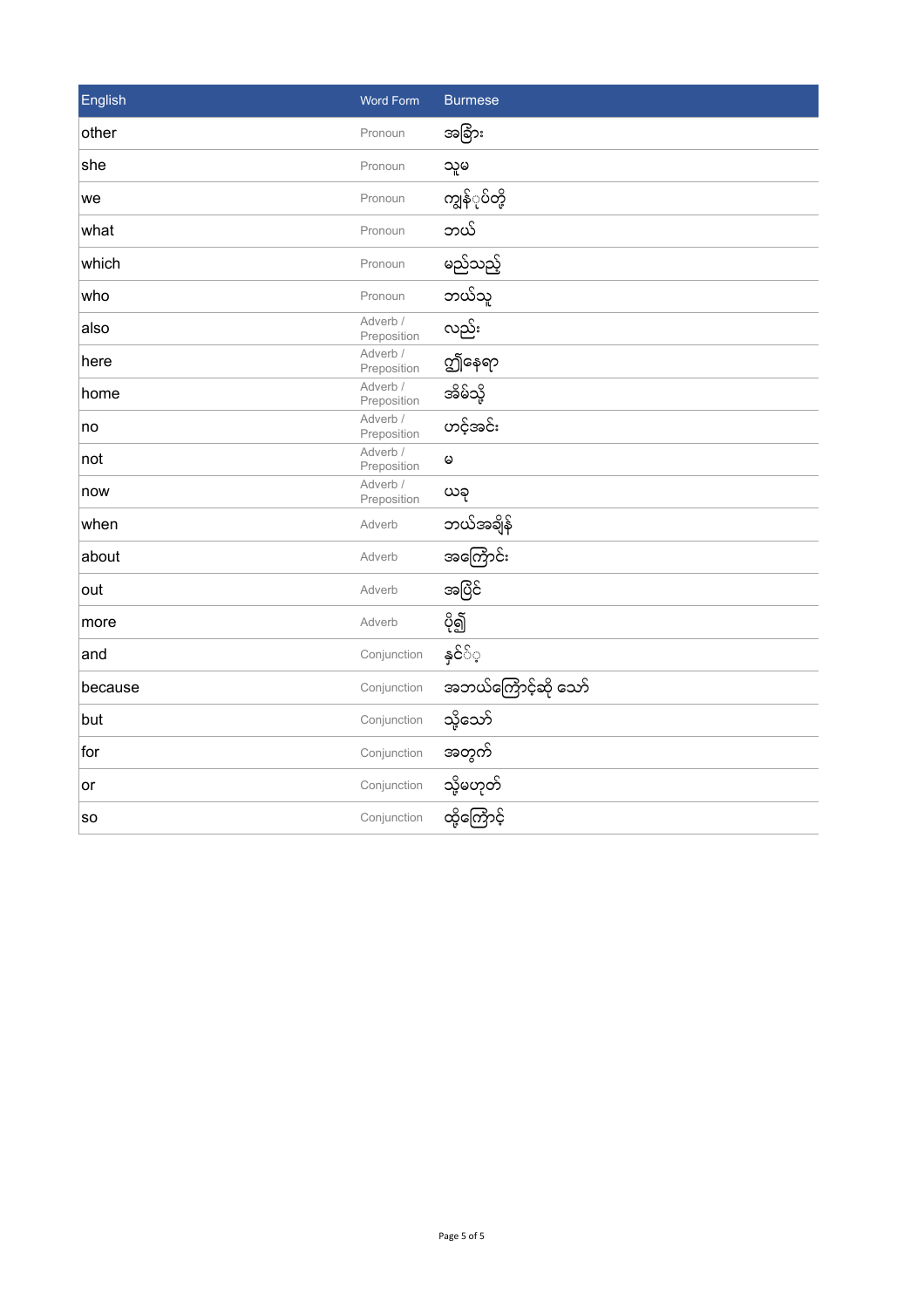| English | Word Form | Burmese |
| --- | --- | --- |
| other | Pronoun | အခြား |
| she | Pronoun | သူမ |
| we | Pronoun | ကျွန်ုပ်တို့ |
| what | Pronoun | ဘယ် |
| which | Pronoun | မည်သည့် |
| who | Pronoun | ဘယ်သူ |
| also | Adverb / Preposition | လည်း |
| here | Adverb / Preposition | ဤနေရာ |
| home | Adverb / Preposition | အိမ်သို့ |
| no | Adverb / Preposition | ဟင့်အင်း |
| not | Adverb / Preposition | မ |
| now | Adverb / Preposition | ယခု |
| when | Adverb | ဘယ်အချိန် |
| about | Adverb | အကြောင်း |
| out | Adverb | အပြင် |
| more | Adverb | ပို၍ |
| and | Conjunction | နှင့် |
| because | Conjunction | အဘယ်ကြောင့်ဆို သော် |
| but | Conjunction | သို့သော် |
| for | Conjunction | အတွက် |
| or | Conjunction | သို့မဟုတ် |
| so | Conjunction | ထို့ကြောင့် |